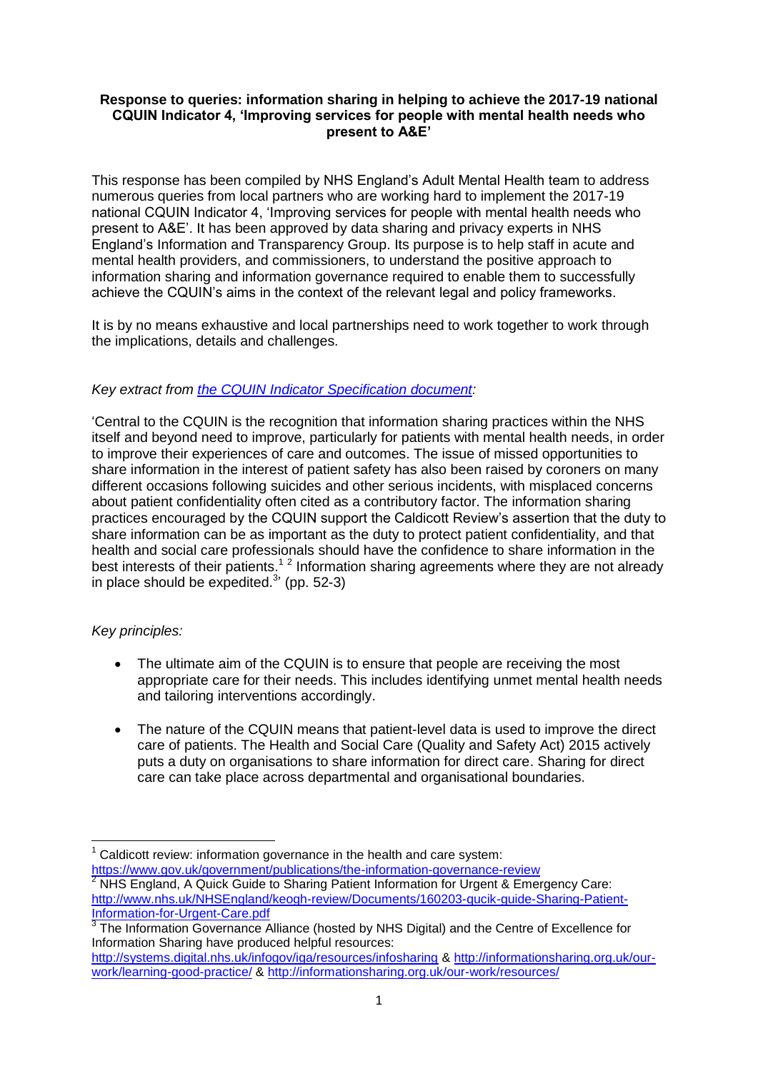**Response to queries: information sharing in helping to achieve the 2017-19 national CQUIN Indicator 4, 'Improving services for people with mental health needs who present to A&E'**

This response has been compiled by NHS England's Adult Mental Health team to address numerous queries from local partners who are working hard to implement the 2017-19 national CQUIN Indicator 4, 'Improving services for people with mental health needs who present to A&E'. It has been approved by data sharing and privacy experts in NHS England's Information and Transparency Group. Its purpose is to help staff in acute and mental health providers, and commissioners, to understand the positive approach to information sharing and information governance required to enable them to successfully achieve the CQUIN's aims in the context of the relevant legal and policy frameworks.

It is by no means exhaustive and local partnerships need to work together to work through the implications, details and challenges.

*Key extract from [the CQUIN Indicator Specification document](#):*

'Central to the CQUIN is the recognition that information sharing practices within the NHS itself and beyond need to improve, particularly for patients with mental health needs, in order to improve their experiences of care and outcomes. The issue of missed opportunities to share information in the interest of patient safety has also been raised by coroners on many different occasions following suicides and other serious incidents, with misplaced concerns about patient confidentiality often cited as a contributory factor. The information sharing practices encouraged by the CQUIN support the Caldicott Review's assertion that the duty to share information can be as important as the duty to protect patient confidentiality, and that health and social care professionals should have the confidence to share information in the best interests of their patients.[1] [2] Information sharing agreements where they are not already in place should be expedited.[3]' (pp. 52-3)

*Key principles:*

- The ultimate aim of the CQUIN is to ensure that people are receiving the most appropriate care for their needs. This includes identifying unmet mental health needs and tailoring interventions accordingly.
- The nature of the CQUIN means that patient-level data is used to improve the direct care of patients. The Health and Social Care (Quality and Safety Act) 2015 actively puts a duty on organisations to share information for direct care. Sharing for direct care can take place across departmental and organisational boundaries.

---

[1] Caldicott review: information governance in the health and care system: https://www.gov.uk/government/publications/the-information-governance-review

[2] NHS England, A Quick Guide to Sharing Patient Information for Urgent & Emergency Care: http://www.nhs.uk/NHSEngland/keogh-review/Documents/160203-qucik-guide-Sharing-Patient-Information-for-Urgent-Care.pdf

[3] The Information Governance Alliance (hosted by NHS Digital) and the Centre of Excellence for Information Sharing have produced helpful resources: http://systems.digital.nhs.uk/infogov/iga/resources/infosharing & http://informationsharing.org.uk/our-work/learning-good-practice/ & http://informationsharing.org.uk/our-work/resources/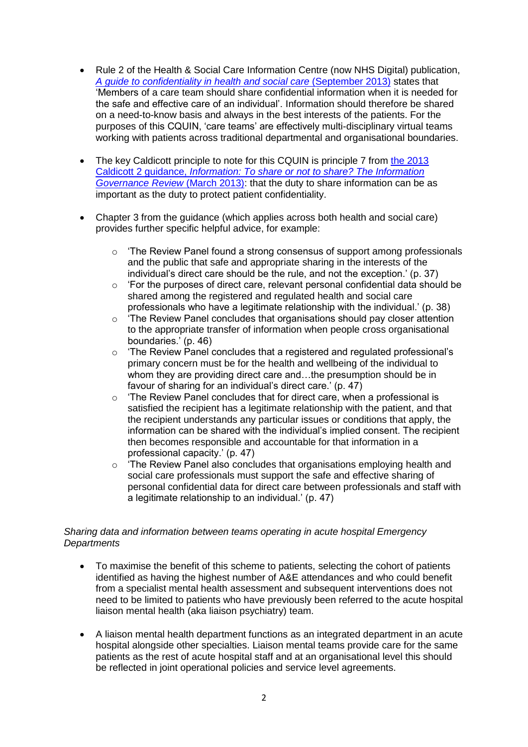- Rule 2 of the Health & Social Care Information Centre (now NHS Digital) publication, [*A guide to confidentiality in health and social care* (September 2013)]() states that 'Members of a care team should share confidential information when it is needed for the safe and effective care of an individual'. Information should therefore be shared on a need-to-know basis and always in the best interests of the patients. For the purposes of this CQUIN, 'care teams' are effectively multi-disciplinary virtual teams working with patients across traditional departmental and organisational boundaries.

- The key Caldicott principle to note for this CQUIN is principle 7 from [the 2013 Caldicott 2 guidance, *Information: To share or not to share? The Information Governance Review* (March 2013)](): that the duty to share information can be as important as the duty to protect patient confidentiality.

- Chapter 3 from the guidance (which applies across both health and social care) provides further specific helpful advice, for example:
  - 'The Review Panel found a strong consensus of support among professionals and the public that safe and appropriate sharing in the interests of the individual's direct care should be the rule, and not the exception.' (p. 37)
  - 'For the purposes of direct care, relevant personal confidential data should be shared among the registered and regulated health and social care professionals who have a legitimate relationship with the individual.' (p. 38)
  - 'The Review Panel concludes that organisations should pay closer attention to the appropriate transfer of information when people cross organisational boundaries.' (p. 46)
  - 'The Review Panel concludes that a registered and regulated professional's primary concern must be for the health and wellbeing of the individual to whom they are providing direct care and…the presumption should be in favour of sharing for an individual's direct care.' (p. 47)
  - 'The Review Panel concludes that for direct care, when a professional is satisfied the recipient has a legitimate relationship with the patient, and that the recipient understands any particular issues or conditions that apply, the information can be shared with the individual's implied consent. The recipient then becomes responsible and accountable for that information in a professional capacity.' (p. 47)
  - 'The Review Panel also concludes that organisations employing health and social care professionals must support the safe and effective sharing of personal confidential data for direct care between professionals and staff with a legitimate relationship to an individual.' (p. 47)

*Sharing data and information between teams operating in acute hospital Emergency Departments*

- To maximise the benefit of this scheme to patients, selecting the cohort of patients identified as having the highest number of A&E attendances and who could benefit from a specialist mental health assessment and subsequent interventions does not need to be limited to patients who have previously been referred to the acute hospital liaison mental health (aka liaison psychiatry) team.

- A liaison mental health department functions as an integrated department in an acute hospital alongside other specialties. Liaison mental teams provide care for the same patients as the rest of acute hospital staff and at an organisational level this should be reflected in joint operational policies and service level agreements.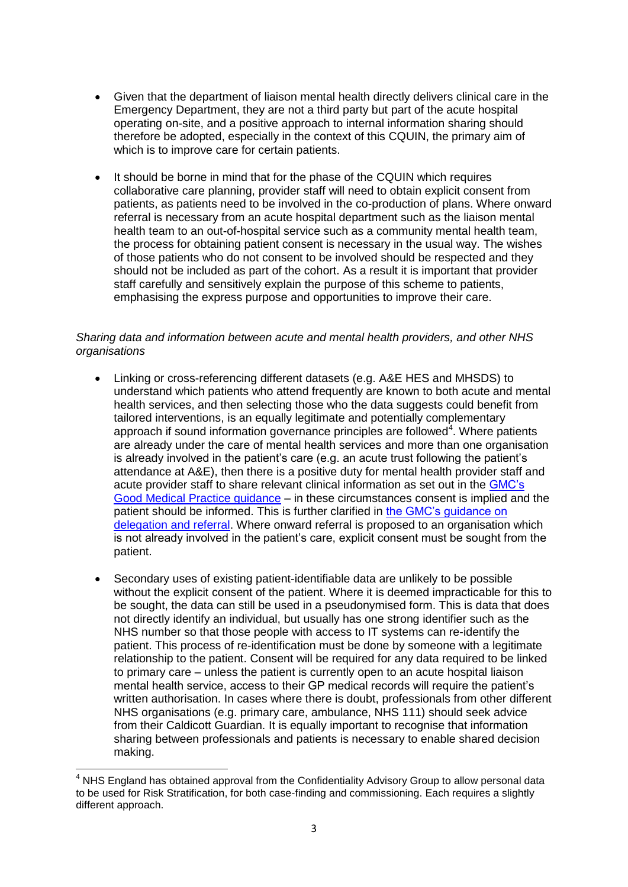- Given that the department of liaison mental health directly delivers clinical care in the Emergency Department, they are not a third party but part of the acute hospital operating on-site, and a positive approach to internal information sharing should therefore be adopted, especially in the context of this CQUIN, the primary aim of which is to improve care for certain patients.

- It should be borne in mind that for the phase of the CQUIN which requires collaborative care planning, provider staff will need to obtain explicit consent from patients, as patients need to be involved in the co-production of plans. Where onward referral is necessary from an acute hospital department such as the liaison mental health team to an out-of-hospital service such as a community mental health team, the process for obtaining patient consent is necessary in the usual way. The wishes of those patients who do not consent to be involved should be respected and they should not be included as part of the cohort. As a result it is important that provider staff carefully and sensitively explain the purpose of this scheme to patients, emphasising the express purpose and opportunities to improve their care.

*Sharing data and information between acute and mental health providers, and other NHS organisations*

- Linking or cross-referencing different datasets (e.g. A&E HES and MHSDS) to understand which patients who attend frequently are known to both acute and mental health services, and then selecting those who the data suggests could benefit from tailored interventions, is an equally legitimate and potentially complementary approach if sound information governance principles are followed[4]. Where patients are already under the care of mental health services and more than one organisation is already involved in the patient's care (e.g. an acute trust following the patient's attendance at A&E), then there is a positive duty for mental health provider staff and acute provider staff to share relevant clinical information as set out in the GMC's Good Medical Practice guidance – in these circumstances consent is implied and the patient should be informed. This is further clarified in the GMC's guidance on delegation and referral. Where onward referral is proposed to an organisation which is not already involved in the patient's care, explicit consent must be sought from the patient.

- Secondary uses of existing patient-identifiable data are unlikely to be possible without the explicit consent of the patient. Where it is deemed impracticable for this to be sought, the data can still be used in a pseudonymised form. This is data that does not directly identify an individual, but usually has one strong identifier such as the NHS number so that those people with access to IT systems can re-identify the patient. This process of re-identification must be done by someone with a legitimate relationship to the patient. Consent will be required for any data required to be linked to primary care – unless the patient is currently open to an acute hospital liaison mental health service, access to their GP medical records will require the patient's written authorisation. In cases where there is doubt, professionals from other different NHS organisations (e.g. primary care, ambulance, NHS 111) should seek advice from their Caldicott Guardian. It is equally important to recognise that information sharing between professionals and patients is necessary to enable shared decision making.

[4] NHS England has obtained approval from the Confidentiality Advisory Group to allow personal data to be used for Risk Stratification, for both case-finding and commissioning. Each requires a slightly different approach.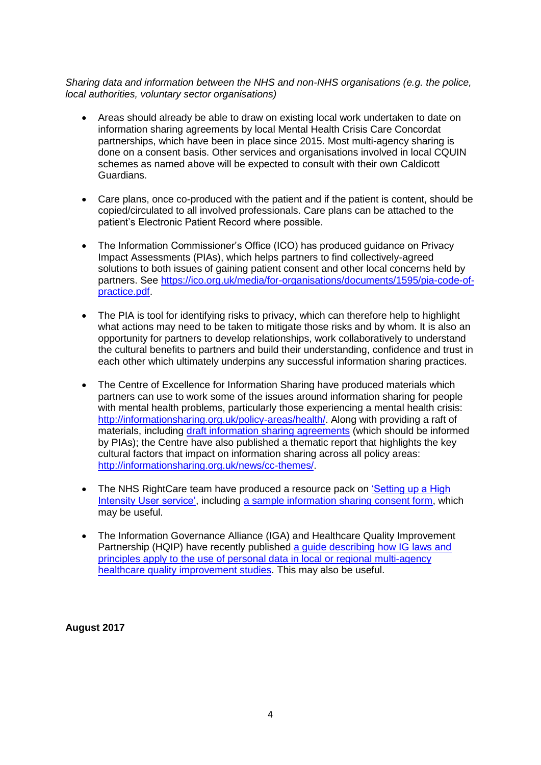*Sharing data and information between the NHS and non-NHS organisations (e.g. the police, local authorities, voluntary sector organisations)*

- Areas should already be able to draw on existing local work undertaken to date on information sharing agreements by local Mental Health Crisis Care Concordat partnerships, which have been in place since 2015. Most multi-agency sharing is done on a consent basis. Other services and organisations involved in local CQUIN schemes as named above will be expected to consult with their own Caldicott Guardians.

- Care plans, once co-produced with the patient and if the patient is content, should be copied/circulated to all involved professionals. Care plans can be attached to the patient's Electronic Patient Record where possible.

- The Information Commissioner's Office (ICO) has produced guidance on Privacy Impact Assessments (PIAs), which helps partners to find collectively-agreed solutions to both issues of gaining patient consent and other local concerns held by partners. See [https://ico.org.uk/media/for-organisations/documents/1595/pia-code-of-practice.pdf](https://ico.org.uk/media/for-organisations/documents/1595/pia-code-of-practice.pdf).

- The PIA is tool for identifying risks to privacy, which can therefore help to highlight what actions may need to be taken to mitigate those risks and by whom. It is also an opportunity for partners to develop relationships, work collaboratively to understand the cultural benefits to partners and build their understanding, confidence and trust in each other which ultimately underpins any successful information sharing practices.

- The Centre of Excellence for Information Sharing have produced materials which partners can use to work some of the issues around information sharing for people with mental health problems, particularly those experiencing a mental health crisis: [http://informationsharing.org.uk/policy-areas/health/](http://informationsharing.org.uk/policy-areas/health/). Along with providing a raft of materials, including draft information sharing agreements (which should be informed by PIAs); the Centre have also published a thematic report that highlights the key cultural factors that impact on information sharing across all policy areas: [http://informationsharing.org.uk/news/cc-themes/](http://informationsharing.org.uk/news/cc-themes/).

- The NHS RightCare team have produced a resource pack on 'Setting up a High Intensity User service', including a sample information sharing consent form, which may be useful.

- The Information Governance Alliance (IGA) and Healthcare Quality Improvement Partnership (HQIP) have recently published a guide describing how IG laws and principles apply to the use of personal data in local or regional multi-agency healthcare quality improvement studies. This may also be useful.

**August 2017**